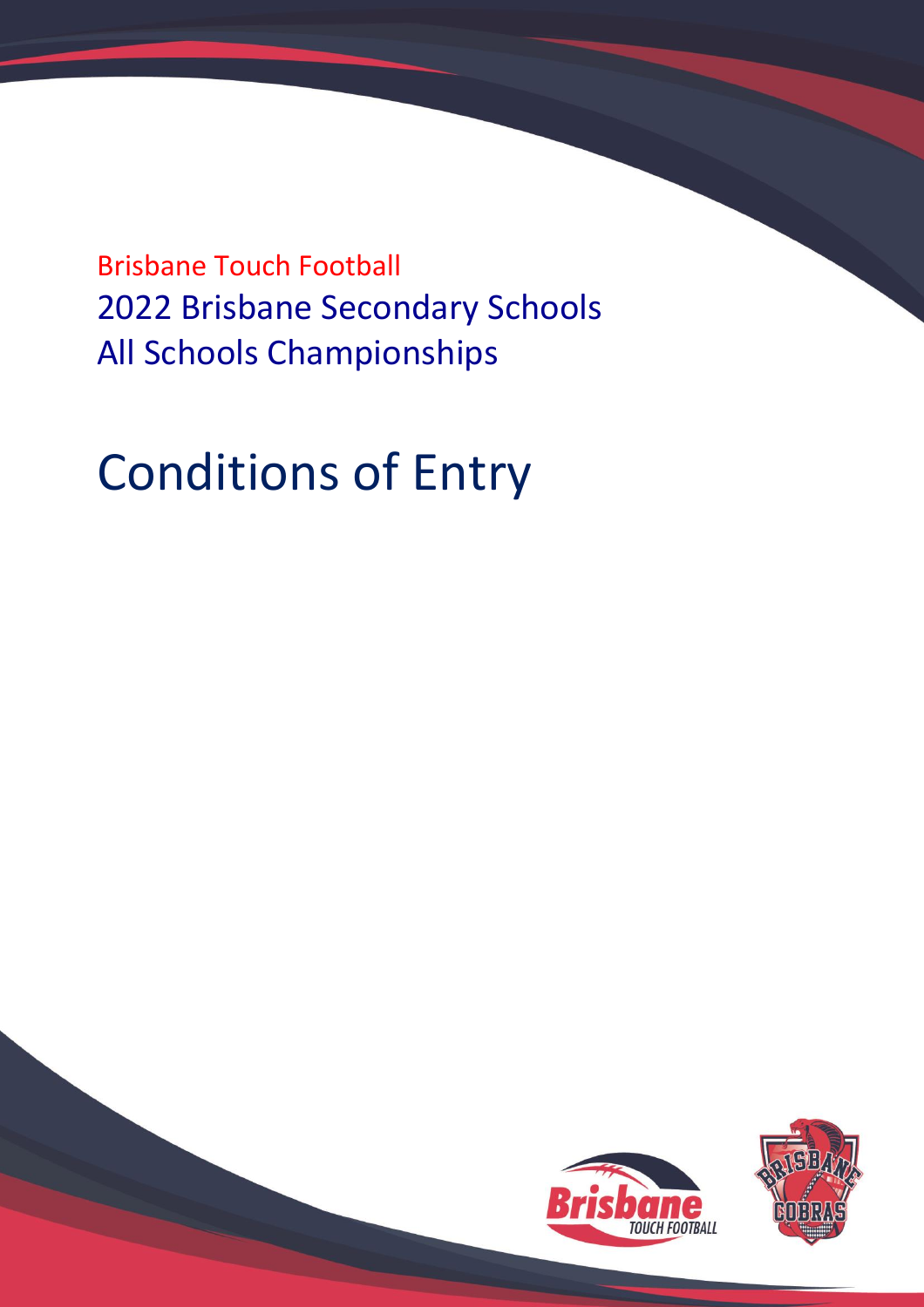Brisbane Touch Football

2022 Brisbane Secondary Schools

All Schools Championships

# Conditions of Entry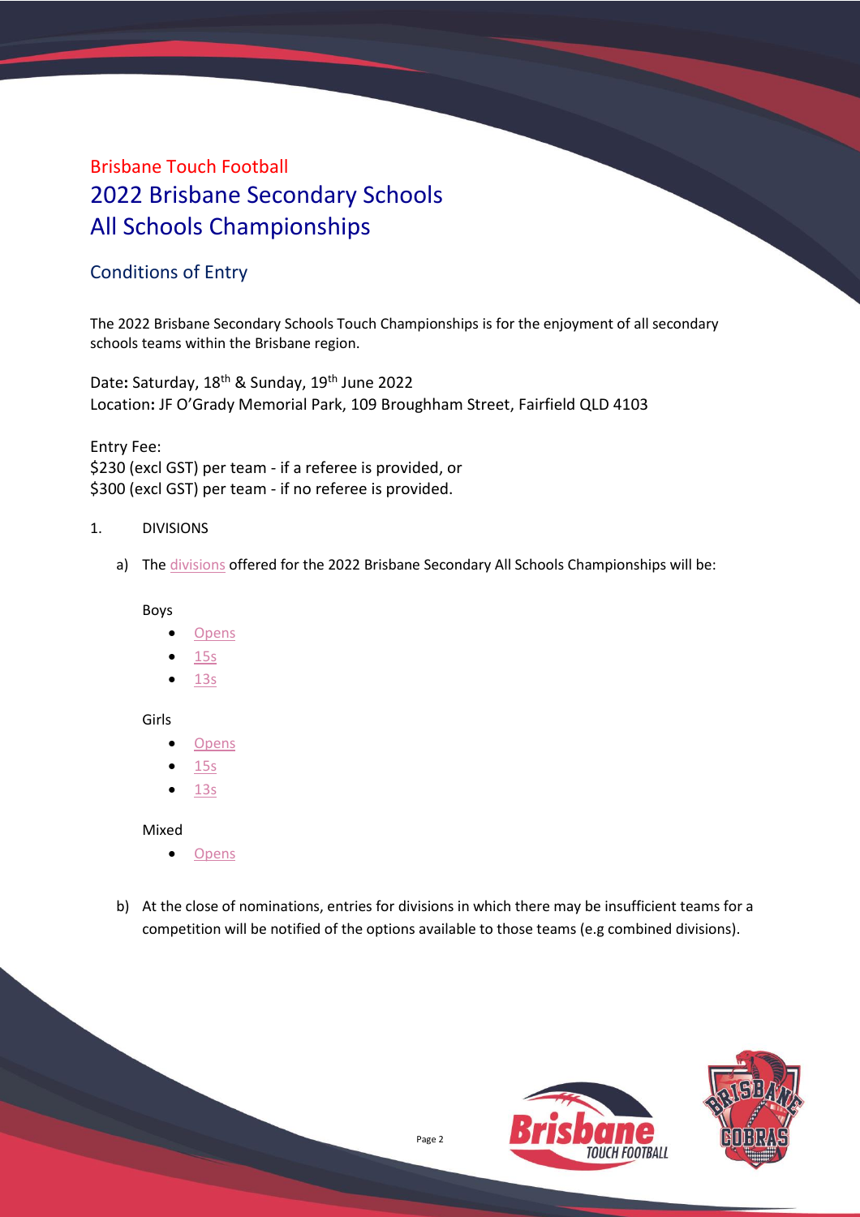Brisbane Touch Football

# 2022 Brisbane Secondary Schools All Schools Championships

## Conditions of Entry

The 2022 Brisbane Secondary Schools Touch Championships is for the enjoyment of all secondary schools teams within the Brisbane region.

Date**:** Saturday, 18th & Sunday, 19th June 2022
Location**:** JF O'Grady Memorial Park, 109 Broughham Street, Fairfield QLD 4103

Entry Fee:
$230 (excl GST) per team - if a referee is provided, or
$300 (excl GST) per team - if no referee is provided.

1. DIVISIONS

a) The divisions offered for the 2022 Brisbane Secondary All Schools Championships will be:

Boys

- Opens
- 15s
- 13s

Girls

- Opens
- 15s
- 13s

Mixed

- Opens

b) At the close of nominations, entries for divisions in which there may be insufficient teams for a competition will be notified of the options available to those teams (e.g combined divisions).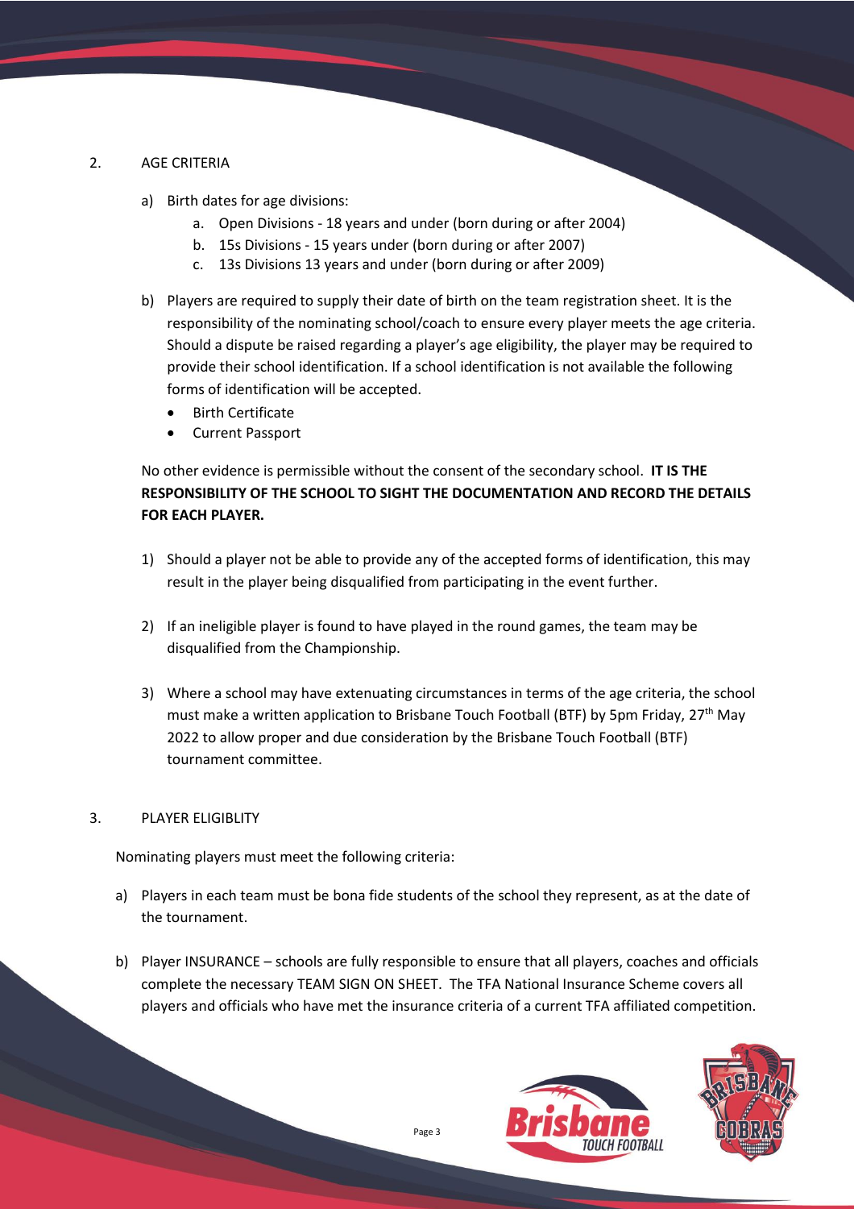## 2. AGE CRITERIA

a) Birth dates for age divisions:
   a. Open Divisions - 18 years and under (born during or after 2004)
   b. 15s Divisions - 15 years under (born during or after 2007)
   c. 13s Divisions 13 years and under (born during or after 2009)

b) Players are required to supply their date of birth on the team registration sheet. It is the responsibility of the nominating school/coach to ensure every player meets the age criteria. Should a dispute be raised regarding a player's age eligibility, the player may be required to provide their school identification. If a school identification is not available the following forms of identification will be accepted.
   - Birth Certificate
   - Current Passport

   No other evidence is permissible without the consent of the secondary school. **IT IS THE RESPONSIBILITY OF THE SCHOOL TO SIGHT THE DOCUMENTATION AND RECORD THE DETAILS FOR EACH PLAYER.**

   1) Should a player not be able to provide any of the accepted forms of identification, this may result in the player being disqualified from participating in the event further.

   2) If an ineligible player is found to have played in the round games, the team may be disqualified from the Championship.

   3) Where a school may have extenuating circumstances in terms of the age criteria, the school must make a written application to Brisbane Touch Football (BTF) by 5pm Friday, 27th May 2022 to allow proper and due consideration by the Brisbane Touch Football (BTF) tournament committee.

## 3. PLAYER ELIGIBLITY

Nominating players must meet the following criteria:

a) Players in each team must be bona fide students of the school they represent, as at the date of the tournament.

b) Player INSURANCE – schools are fully responsible to ensure that all players, coaches and officials complete the necessary TEAM SIGN ON SHEET. The TFA National Insurance Scheme covers all players and officials who have met the insurance criteria of a current TFA affiliated competition.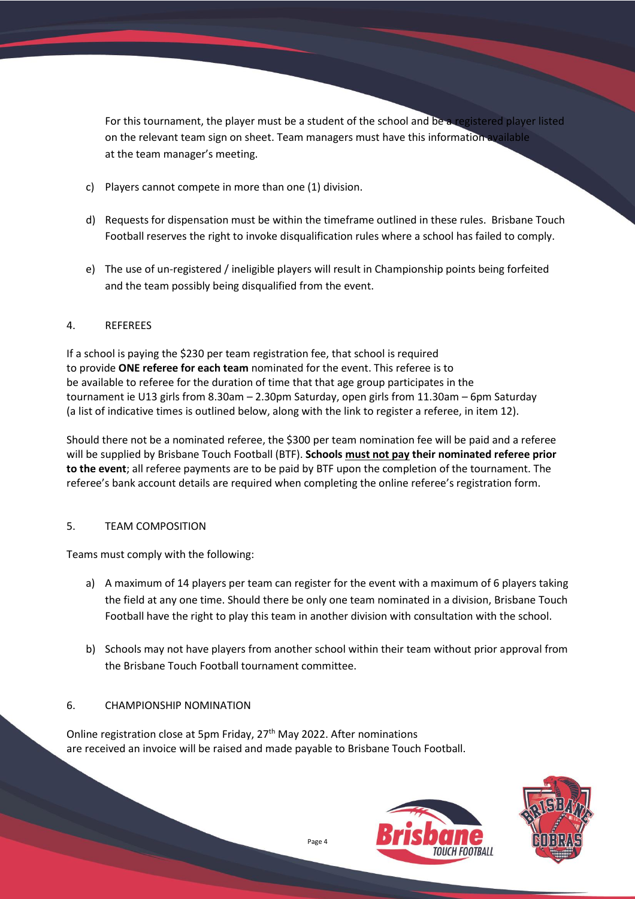For this tournament, the player must be a student of the school and be a registered player listed on the relevant team sign on sheet. Team managers must have this information available at the team manager's meeting.

c) Players cannot compete in more than one (1) division.

d) Requests for dispensation must be within the timeframe outlined in these rules. Brisbane Touch Football reserves the right to invoke disqualification rules where a school has failed to comply.

e) The use of un-registered / ineligible players will result in Championship points being forfeited and the team possibly being disqualified from the event.

## 4. REFEREES

If a school is paying the $230 per team registration fee, that school is required to provide **ONE referee for each team** nominated for the event. This referee is to be available to referee for the duration of time that that age group participates in the tournament ie U13 girls from 8.30am – 2.30pm Saturday, open girls from 11.30am – 6pm Saturday (a list of indicative times is outlined below, along with the link to register a referee, in item 12).

Should there not be a nominated referee, the $300 per team nomination fee will be paid and a referee will be supplied by Brisbane Touch Football (BTF). **Schools must not pay their nominated referee prior to the event**; all referee payments are to be paid by BTF upon the completion of the tournament. The referee's bank account details are required when completing the online referee's registration form.

## 5. TEAM COMPOSITION

Teams must comply with the following:

a) A maximum of 14 players per team can register for the event with a maximum of 6 players taking the field at any one time. Should there be only one team nominated in a division, Brisbane Touch Football have the right to play this team in another division with consultation with the school.

b) Schools may not have players from another school within their team without prior approval from the Brisbane Touch Football tournament committee.

## 6. CHAMPIONSHIP NOMINATION

Online registration close at 5pm Friday, 27th May 2022. After nominations are received an invoice will be raised and made payable to Brisbane Touch Football.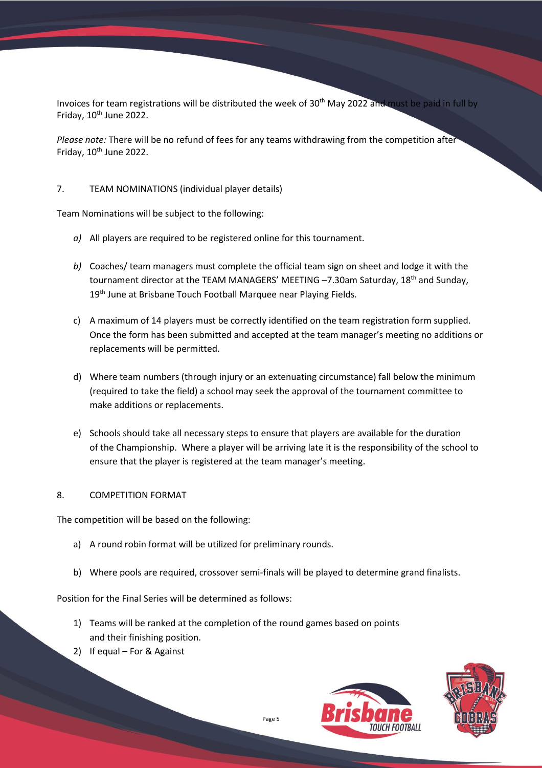Invoices for team registrations will be distributed the week of 30th May 2022 and must be paid in full by Friday, 10th June 2022.

*Please note:* There will be no refund of fees for any teams withdrawing from the competition after Friday, 10th June 2022.

## 7. TEAM NOMINATIONS (individual player details)

Team Nominations will be subject to the following:

*a)* All players are required to be registered online for this tournament.

*b)* Coaches/ team managers must complete the official team sign on sheet and lodge it with the tournament director at the TEAM MANAGERS' MEETING –7.30am Saturday, 18th and Sunday, 19th June at Brisbane Touch Football Marquee near Playing Fields*.*

c) A maximum of 14 players must be correctly identified on the team registration form supplied. Once the form has been submitted and accepted at the team manager's meeting no additions or replacements will be permitted.

d) Where team numbers (through injury or an extenuating circumstance) fall below the minimum (required to take the field) a school may seek the approval of the tournament committee to make additions or replacements.

e) Schools should take all necessary steps to ensure that players are available for the duration of the Championship. Where a player will be arriving late it is the responsibility of the school to ensure that the player is registered at the team manager's meeting.

## 8. COMPETITION FORMAT

The competition will be based on the following:

a) A round robin format will be utilized for preliminary rounds.

b) Where pools are required, crossover semi-finals will be played to determine grand finalists.

Position for the Final Series will be determined as follows:

1) Teams will be ranked at the completion of the round games based on points and their finishing position.
2) If equal – For & Against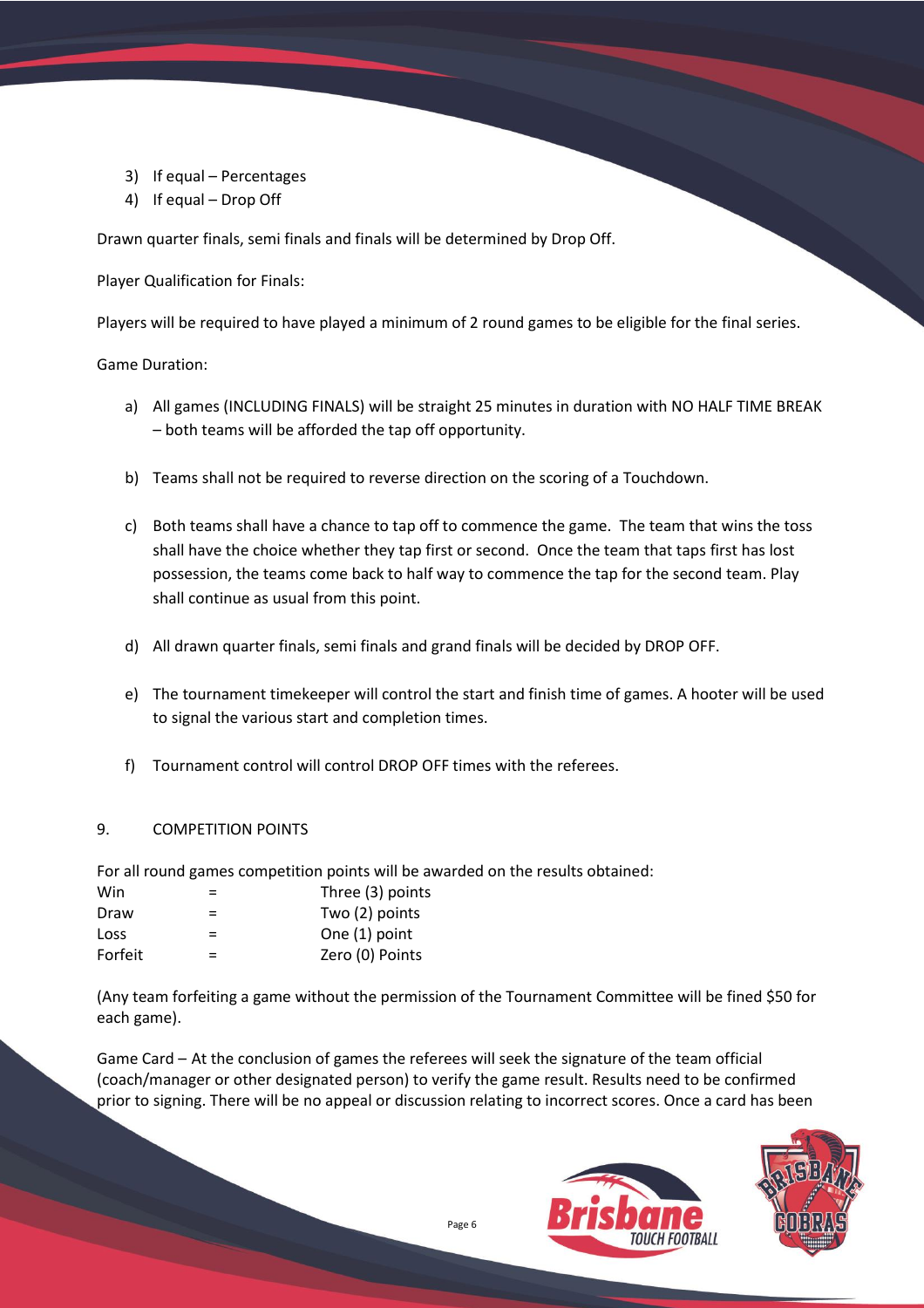3) If equal – Percentages
4) If equal – Drop Off

Drawn quarter finals, semi finals and finals will be determined by Drop Off.

Player Qualification for Finals:

Players will be required to have played a minimum of 2 round games to be eligible for the final series.

Game Duration:

a) All games (INCLUDING FINALS) will be straight 25 minutes in duration with NO HALF TIME BREAK – both teams will be afforded the tap off opportunity.

b) Teams shall not be required to reverse direction on the scoring of a Touchdown.

c) Both teams shall have a chance to tap off to commence the game. The team that wins the toss shall have the choice whether they tap first or second. Once the team that taps first has lost possession, the teams come back to half way to commence the tap for the second team. Play shall continue as usual from this point.

d) All drawn quarter finals, semi finals and grand finals will be decided by DROP OFF.

e) The tournament timekeeper will control the start and finish time of games. A hooter will be used to signal the various start and completion times.

f) Tournament control will control DROP OFF times with the referees.

## 9. COMPETITION POINTS

For all round games competition points will be awarded on the results obtained:

| | | |
|---|---|---|
| Win | = | Three (3) points |
| Draw | = | Two (2) points |
| Loss | = | One (1) point |
| Forfeit | = | Zero (0) Points |

(Any team forfeiting a game without the permission of the Tournament Committee will be fined $50 for each game).

Game Card – At the conclusion of games the referees will seek the signature of the team official (coach/manager or other designated person) to verify the game result. Results need to be confirmed prior to signing. There will be no appeal or discussion relating to incorrect scores. Once a card has been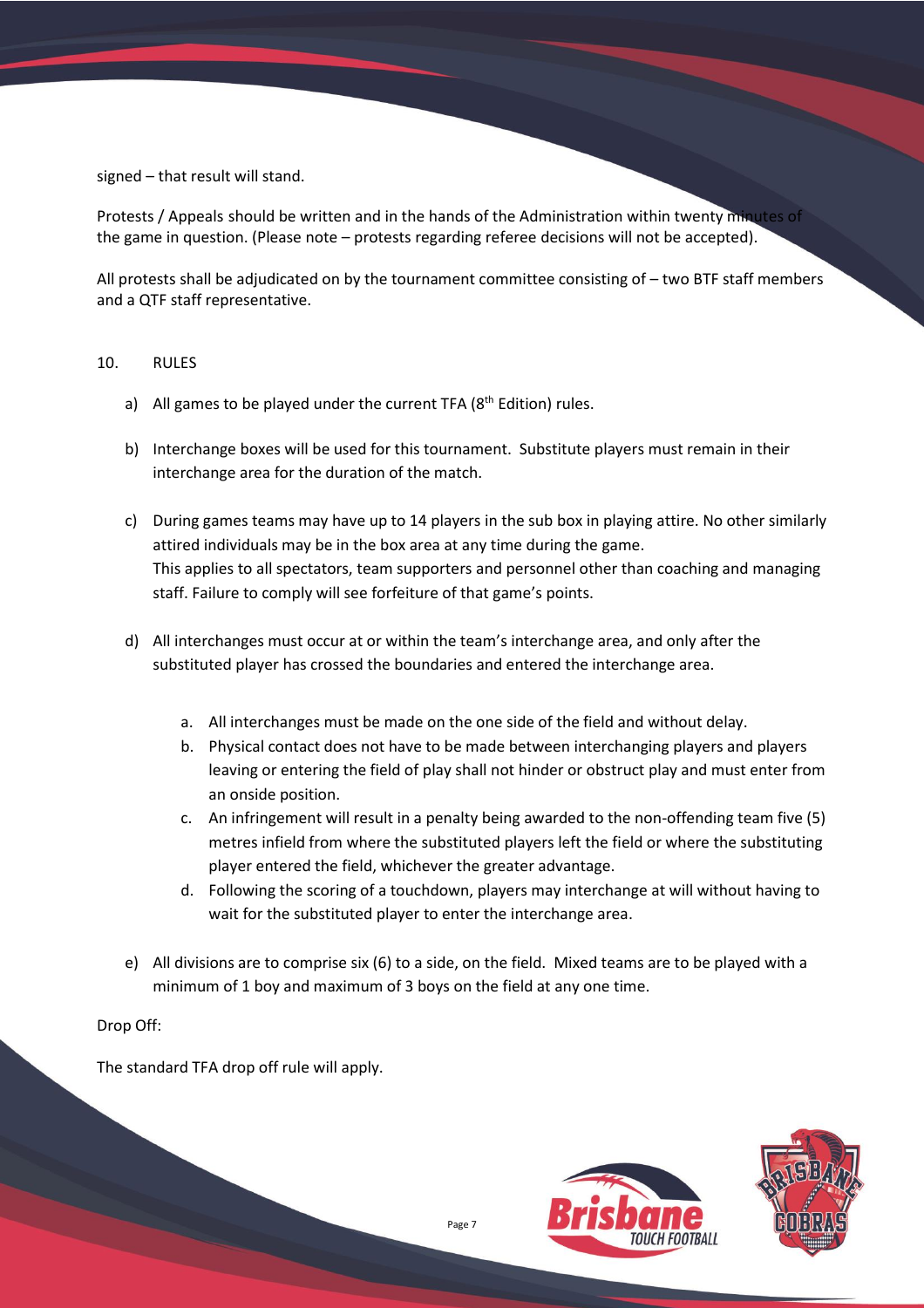signed – that result will stand.

Protests / Appeals should be written and in the hands of the Administration within twenty minutes of the game in question. (Please note – protests regarding referee decisions will not be accepted).

All protests shall be adjudicated on by the tournament committee consisting of – two BTF staff members and a QTF staff representative.

10. RULES

a) All games to be played under the current TFA (8th Edition) rules.

b) Interchange boxes will be used for this tournament. Substitute players must remain in their interchange area for the duration of the match.

c) During games teams may have up to 14 players in the sub box in playing attire. No other similarly attired individuals may be in the box area at any time during the game.
This applies to all spectators, team supporters and personnel other than coaching and managing staff. Failure to comply will see forfeiture of that game's points.

d) All interchanges must occur at or within the team's interchange area, and only after the substituted player has crossed the boundaries and entered the interchange area.

   a. All interchanges must be made on the one side of the field and without delay.
   b. Physical contact does not have to be made between interchanging players and players leaving or entering the field of play shall not hinder or obstruct play and must enter from an onside position.
   c. An infringement will result in a penalty being awarded to the non-offending team five (5) metres infield from where the substituted players left the field or where the substituting player entered the field, whichever the greater advantage.
   d. Following the scoring of a touchdown, players may interchange at will without having to wait for the substituted player to enter the interchange area.

e) All divisions are to comprise six (6) to a side, on the field. Mixed teams are to be played with a minimum of 1 boy and maximum of 3 boys on the field at any one time.

Drop Off:

The standard TFA drop off rule will apply.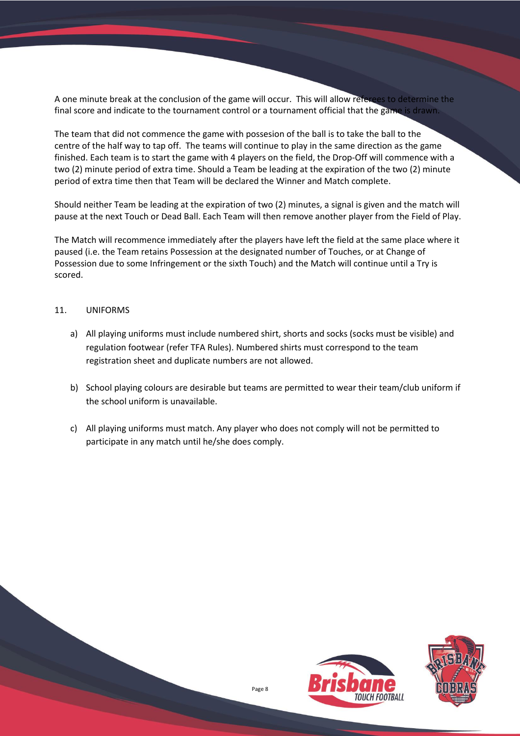A one minute break at the conclusion of the game will occur. This will allow referees to determine the final score and indicate to the tournament control or a tournament official that the game is drawn.

The team that did not commence the game with possesion of the ball is to take the ball to the centre of the half way to tap off. The teams will continue to play in the same direction as the game finished. Each team is to start the game with 4 players on the field, the Drop-Off will commence with a two (2) minute period of extra time. Should a Team be leading at the expiration of the two (2) minute period of extra time then that Team will be declared the Winner and Match complete.

Should neither Team be leading at the expiration of two (2) minutes, a signal is given and the match will pause at the next Touch or Dead Ball. Each Team will then remove another player from the Field of Play.

The Match will recommence immediately after the players have left the field at the same place where it paused (i.e. the Team retains Possession at the designated number of Touches, or at Change of Possession due to some Infringement or the sixth Touch) and the Match will continue until a Try is scored.

## 11. UNIFORMS

a) All playing uniforms must include numbered shirt, shorts and socks (socks must be visible) and regulation footwear (refer TFA Rules). Numbered shirts must correspond to the team registration sheet and duplicate numbers are not allowed.

b) School playing colours are desirable but teams are permitted to wear their team/club uniform if the school uniform is unavailable.

c) All playing uniforms must match. Any player who does not comply will not be permitted to participate in any match until he/she does comply.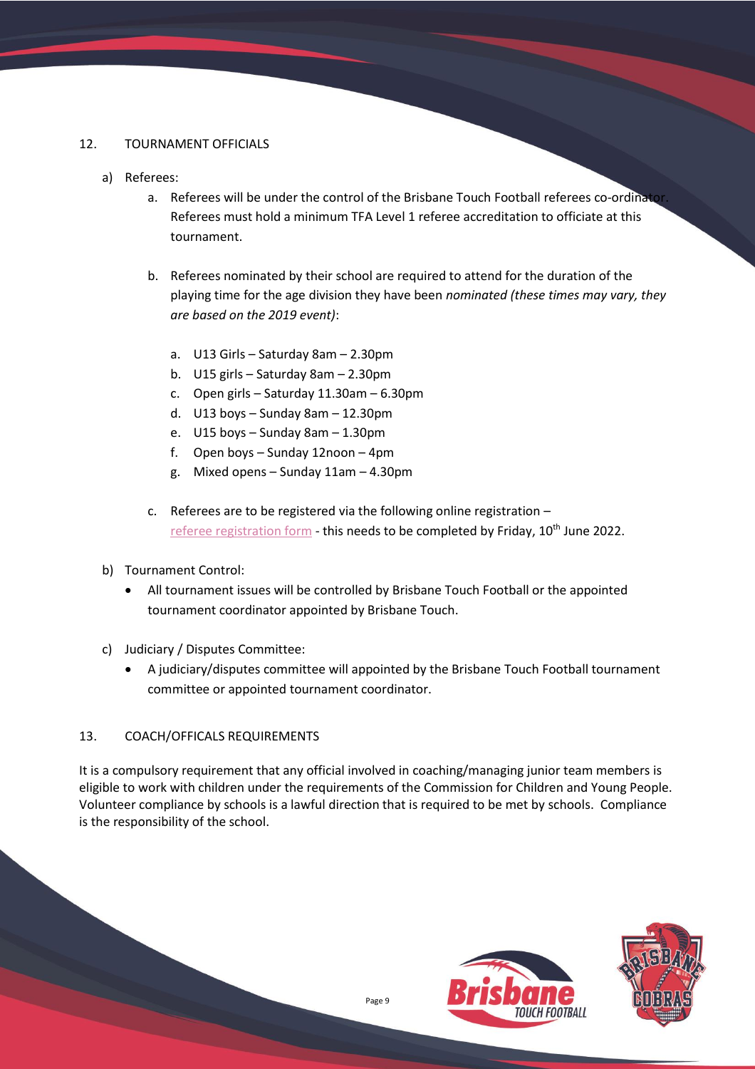## 12. TOURNAMENT OFFICIALS

a) Referees:

   a. Referees will be under the control of the Brisbane Touch Football referees co-ordinator. Referees must hold a minimum TFA Level 1 referee accreditation to officiate at this tournament.

   b. Referees nominated by their school are required to attend for the duration of the playing time for the age division they have been *nominated (these times may vary, they are based on the 2019 event)*:

      a. U13 Girls – Saturday 8am – 2.30pm
      b. U15 girls – Saturday 8am – 2.30pm
      c. Open girls – Saturday 11.30am – 6.30pm
      d. U13 boys – Sunday 8am – 12.30pm
      e. U15 boys – Sunday 8am – 1.30pm
      f. Open boys – Sunday 12noon – 4pm
      g. Mixed opens – Sunday 11am – 4.30pm

   c. Referees are to be registered via the following online registration – referee registration form - this needs to be completed by Friday, 10th June 2022.

b) Tournament Control:

   - All tournament issues will be controlled by Brisbane Touch Football or the appointed tournament coordinator appointed by Brisbane Touch.

c) Judiciary / Disputes Committee:

   - A judiciary/disputes committee will appointed by the Brisbane Touch Football tournament committee or appointed tournament coordinator.

## 13. COACH/OFFICALS REQUIREMENTS

It is a compulsory requirement that any official involved in coaching/managing junior team members is eligible to work with children under the requirements of the Commission for Children and Young People. Volunteer compliance by schools is a lawful direction that is required to be met by schools. Compliance is the responsibility of the school.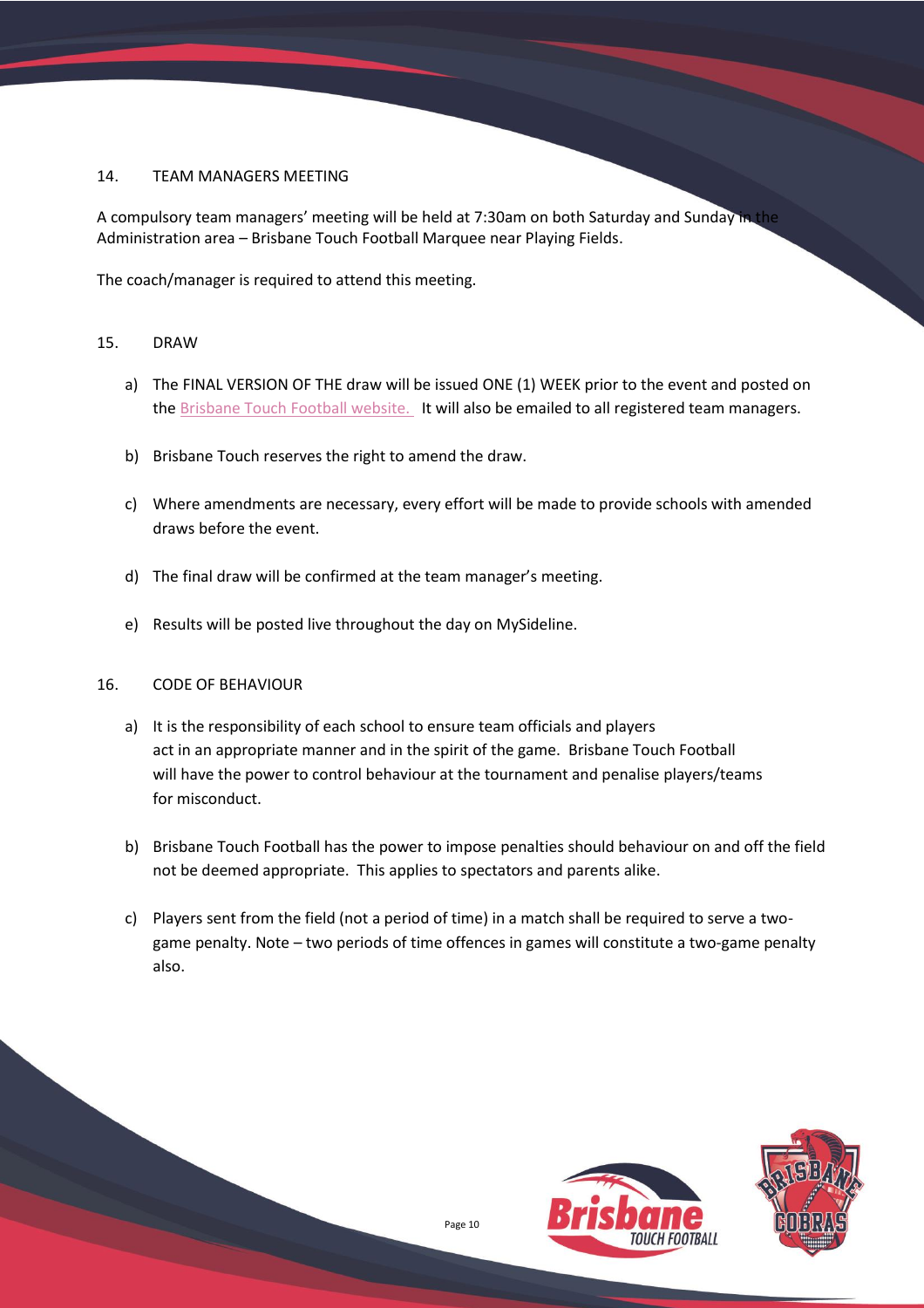## 14. TEAM MANAGERS MEETING

A compulsory team managers' meeting will be held at 7:30am on both Saturday and Sunday in the Administration area – Brisbane Touch Football Marquee near Playing Fields.

The coach/manager is required to attend this meeting.

## 15. DRAW

a) The FINAL VERSION OF THE draw will be issued ONE (1) WEEK prior to the event and posted on the Brisbane Touch Football website. It will also be emailed to all registered team managers.

b) Brisbane Touch reserves the right to amend the draw.

c) Where amendments are necessary, every effort will be made to provide schools with amended draws before the event.

d) The final draw will be confirmed at the team manager's meeting.

e) Results will be posted live throughout the day on MySideline.

## 16. CODE OF BEHAVIOUR

a) It is the responsibility of each school to ensure team officials and players act in an appropriate manner and in the spirit of the game. Brisbane Touch Football will have the power to control behaviour at the tournament and penalise players/teams for misconduct.

b) Brisbane Touch Football has the power to impose penalties should behaviour on and off the field not be deemed appropriate. This applies to spectators and parents alike.

c) Players sent from the field (not a period of time) in a match shall be required to serve a two-game penalty. Note – two periods of time offences in games will constitute a two-game penalty also.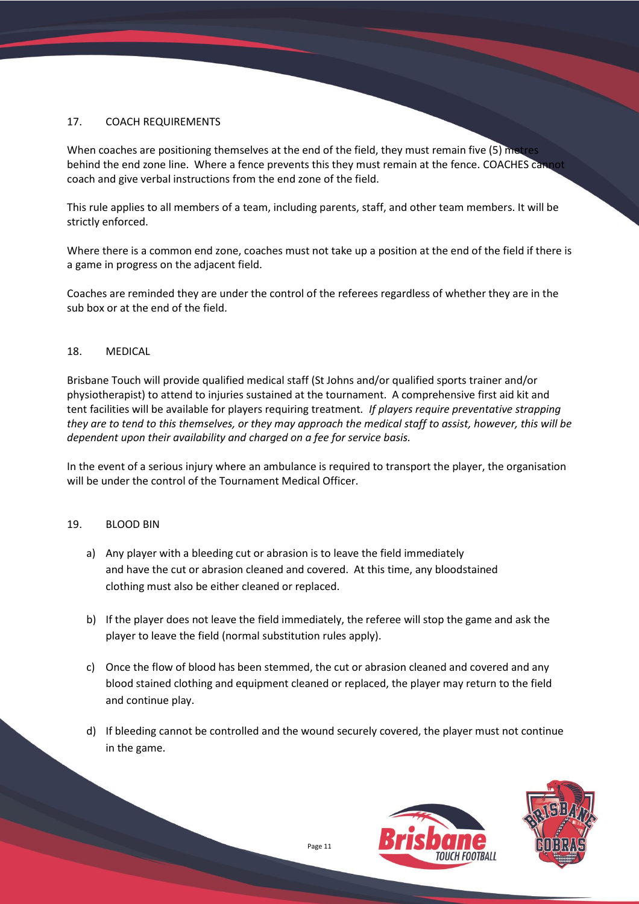## 17. COACH REQUIREMENTS

When coaches are positioning themselves at the end of the field, they must remain five (5) metres behind the end zone line. Where a fence prevents this they must remain at the fence. COACHES cannot coach and give verbal instructions from the end zone of the field.

This rule applies to all members of a team, including parents, staff, and other team members. It will be strictly enforced.

Where there is a common end zone, coaches must not take up a position at the end of the field if there is a game in progress on the adjacent field.

Coaches are reminded they are under the control of the referees regardless of whether they are in the sub box or at the end of the field.

## 18. MEDICAL

Brisbane Touch will provide qualified medical staff (St Johns and/or qualified sports trainer and/or physiotherapist) to attend to injuries sustained at the tournament. A comprehensive first aid kit and tent facilities will be available for players requiring treatment. *If players require preventative strapping they are to tend to this themselves, or they may approach the medical staff to assist, however, this will be dependent upon their availability and charged on a fee for service basis.*

In the event of a serious injury where an ambulance is required to transport the player, the organisation will be under the control of the Tournament Medical Officer.

## 19. BLOOD BIN

a) Any player with a bleeding cut or abrasion is to leave the field immediately and have the cut or abrasion cleaned and covered. At this time, any bloodstained clothing must also be either cleaned or replaced.

b) If the player does not leave the field immediately, the referee will stop the game and ask the player to leave the field (normal substitution rules apply).

c) Once the flow of blood has been stemmed, the cut or abrasion cleaned and covered and any blood stained clothing and equipment cleaned or replaced, the player may return to the field and continue play.

d) If bleeding cannot be controlled and the wound securely covered, the player must not continue in the game.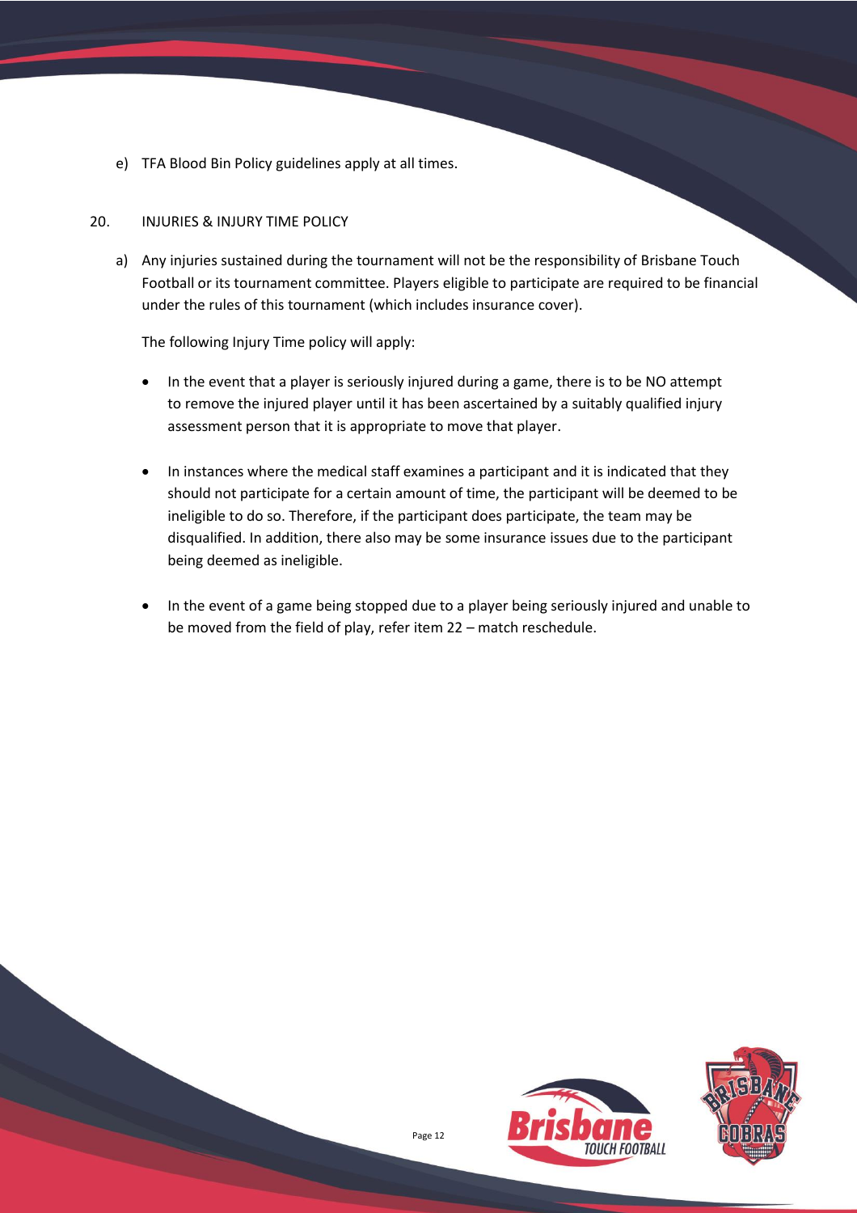e) TFA Blood Bin Policy guidelines apply at all times.

## 20. INJURIES & INJURY TIME POLICY

a) Any injuries sustained during the tournament will not be the responsibility of Brisbane Touch Football or its tournament committee. Players eligible to participate are required to be financial under the rules of this tournament (which includes insurance cover).

The following Injury Time policy will apply:

- In the event that a player is seriously injured during a game, there is to be NO attempt to remove the injured player until it has been ascertained by a suitably qualified injury assessment person that it is appropriate to move that player.
- In instances where the medical staff examines a participant and it is indicated that they should not participate for a certain amount of time, the participant will be deemed to be ineligible to do so. Therefore, if the participant does participate, the team may be disqualified. In addition, there also may be some insurance issues due to the participant being deemed as ineligible.
- In the event of a game being stopped due to a player being seriously injured and unable to be moved from the field of play, refer item 22 – match reschedule.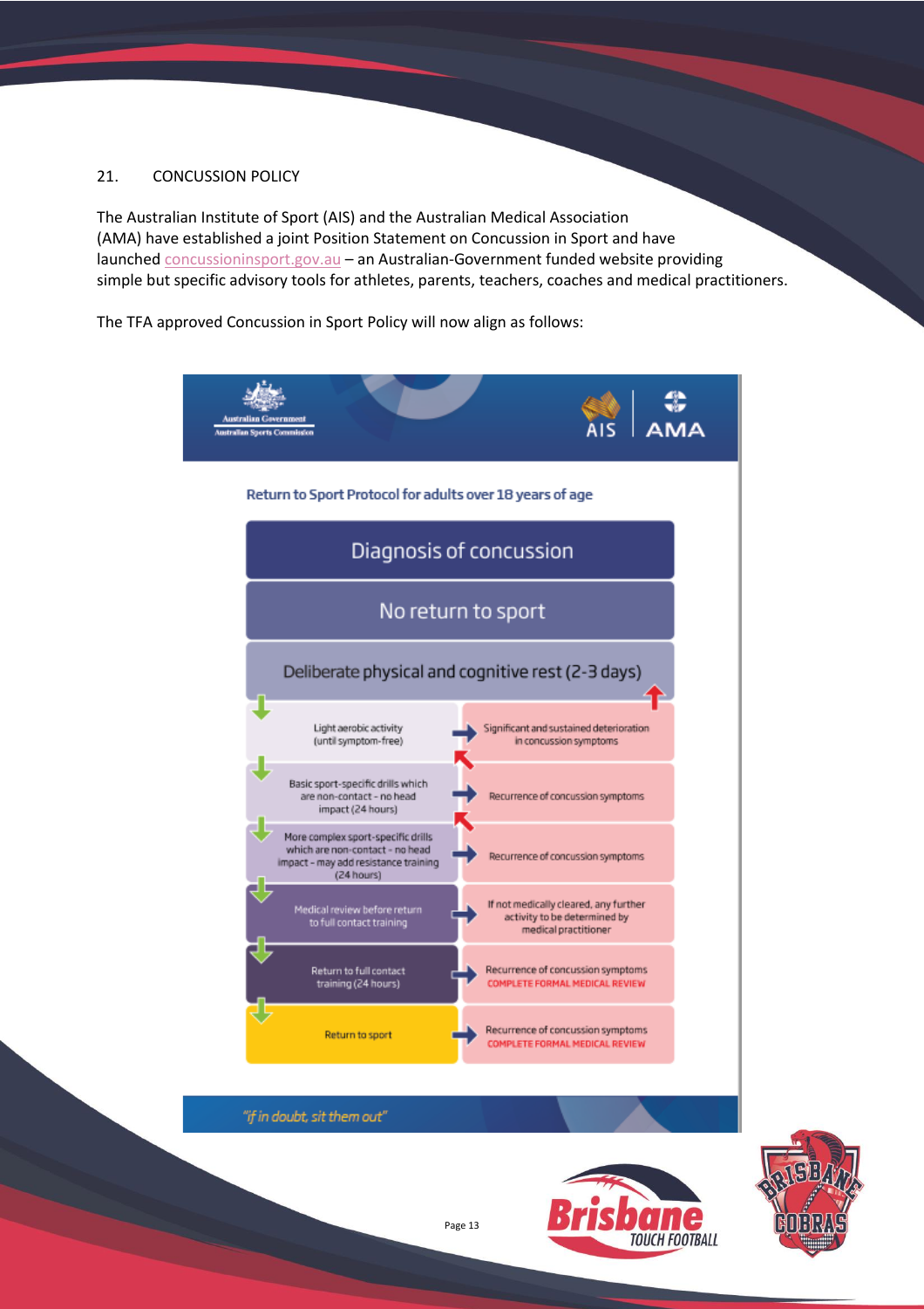## 21. CONCUSSION POLICY

The Australian Institute of Sport (AIS) and the Australian Medical Association (AMA) have established a joint Position Statement on Concussion in Sport and have launched concussioninsport.gov.au – an Australian-Government funded website providing simple but specific advisory tools for athletes, parents, teachers, coaches and medical practitioners.

The TFA approved Concussion in Sport Policy will now align as follows:

Australian Government — Australian Sports Commission | AIS | AMA

### Return to Sport Protocol for adults over 18 years of age

**Diagnosis of concussion**

**No return to sport**

**Deliberate physical and cognitive rest (2-3 days)**

| Stage | If this occurs |
|---|---|
| Light aerobic activity (until symptom-free) | Significant and sustained deterioration in concussion symptoms |
| Basic sport-specific drills which are non-contact - no head impact (24 hours) | Recurrence of concussion symptoms |
| More complex sport-specific drills which are non-contact - no head impact - may add resistance training (24 hours) | Recurrence of concussion symptoms |
| Medical review before return to full contact training | If not medically cleared, any further activity to be determined by medical practitioner |
| Return to full contact training (24 hours) | Recurrence of concussion symptoms COMPLETE FORMAL MEDICAL REVIEW |
| Return to sport | Recurrence of concussion symptoms COMPLETE FORMAL MEDICAL REVIEW |

*"if in doubt, sit them out"*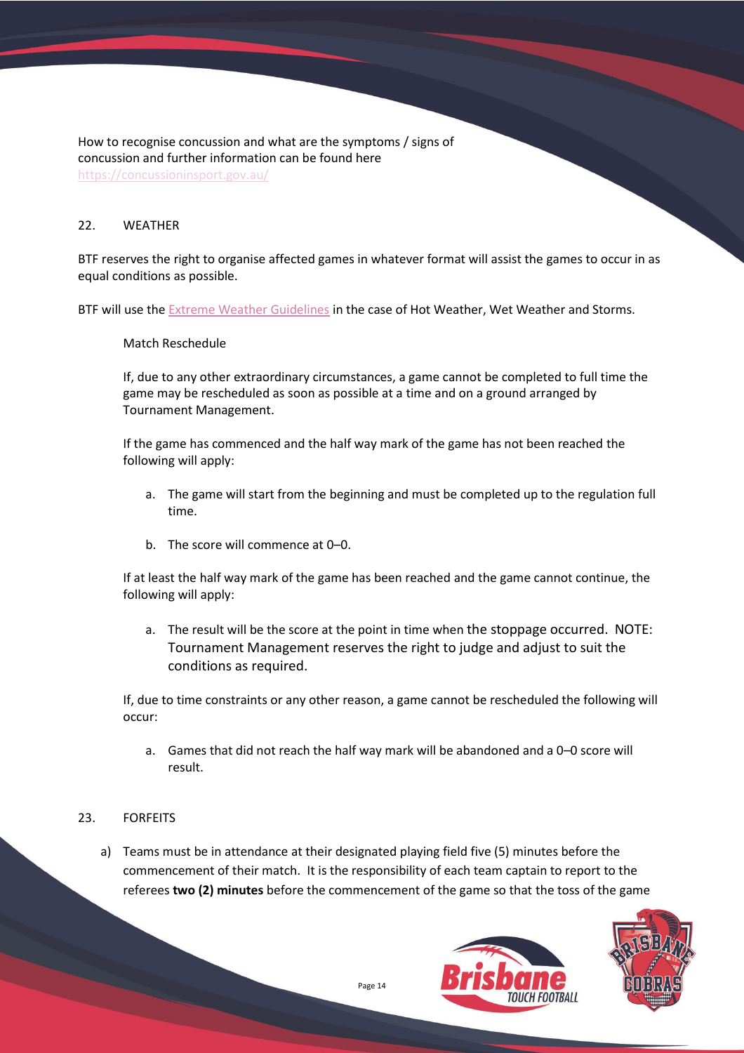How to recognise concussion and what are the symptoms / signs of concussion and further information can be found here https://concussioninsport.gov.au/

## 22. WEATHER

BTF reserves the right to organise affected games in whatever format will assist the games to occur in as equal conditions as possible.

BTF will use the Extreme Weather Guidelines in the case of Hot Weather, Wet Weather and Storms.

Match Reschedule

If, due to any other extraordinary circumstances, a game cannot be completed to full time the game may be rescheduled as soon as possible at a time and on a ground arranged by Tournament Management.

If the game has commenced and the half way mark of the game has not been reached the following will apply:

a. The game will start from the beginning and must be completed up to the regulation full time.

b. The score will commence at 0–0.

If at least the half way mark of the game has been reached and the game cannot continue, the following will apply:

a. The result will be the score at the point in time when the stoppage occurred. NOTE: Tournament Management reserves the right to judge and adjust to suit the conditions as required.

If, due to time constraints or any other reason, a game cannot be rescheduled the following will occur:

a. Games that did not reach the half way mark will be abandoned and a 0–0 score will result.

## 23. FORFEITS

a) Teams must be in attendance at their designated playing field five (5) minutes before the commencement of their match. It is the responsibility of each team captain to report to the referees **two (2) minutes** before the commencement of the game so that the toss of the game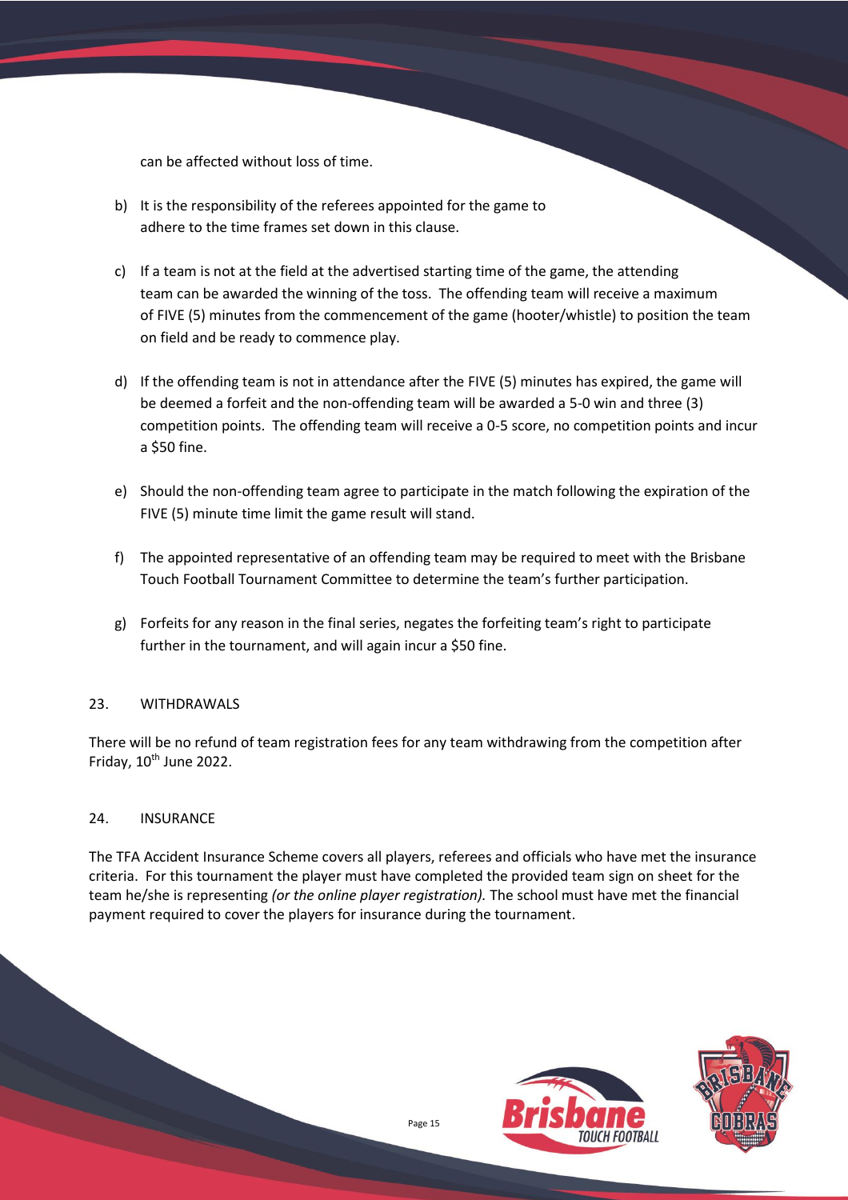can be affected without loss of time.

b) It is the responsibility of the referees appointed for the game to adhere to the time frames set down in this clause.

c) If a team is not at the field at the advertised starting time of the game, the attending team can be awarded the winning of the toss. The offending team will receive a maximum of FIVE (5) minutes from the commencement of the game (hooter/whistle) to position the team on field and be ready to commence play.

d) If the offending team is not in attendance after the FIVE (5) minutes has expired, the game will be deemed a forfeit and the non-offending team will be awarded a 5-0 win and three (3) competition points. The offending team will receive a 0-5 score, no competition points and incur a $50 fine.

e) Should the non-offending team agree to participate in the match following the expiration of the FIVE (5) minute time limit the game result will stand.

f) The appointed representative of an offending team may be required to meet with the Brisbane Touch Football Tournament Committee to determine the team's further participation.

g) Forfeits for any reason in the final series, negates the forfeiting team's right to participate further in the tournament, and will again incur a $50 fine.

## 23. WITHDRAWALS

There will be no refund of team registration fees for any team withdrawing from the competition after Friday, 10th June 2022.

## 24. INSURANCE

The TFA Accident Insurance Scheme covers all players, referees and officials who have met the insurance criteria. For this tournament the player must have completed the provided team sign on sheet for the team he/she is representing *(or the online player registration).* The school must have met the financial payment required to cover the players for insurance during the tournament.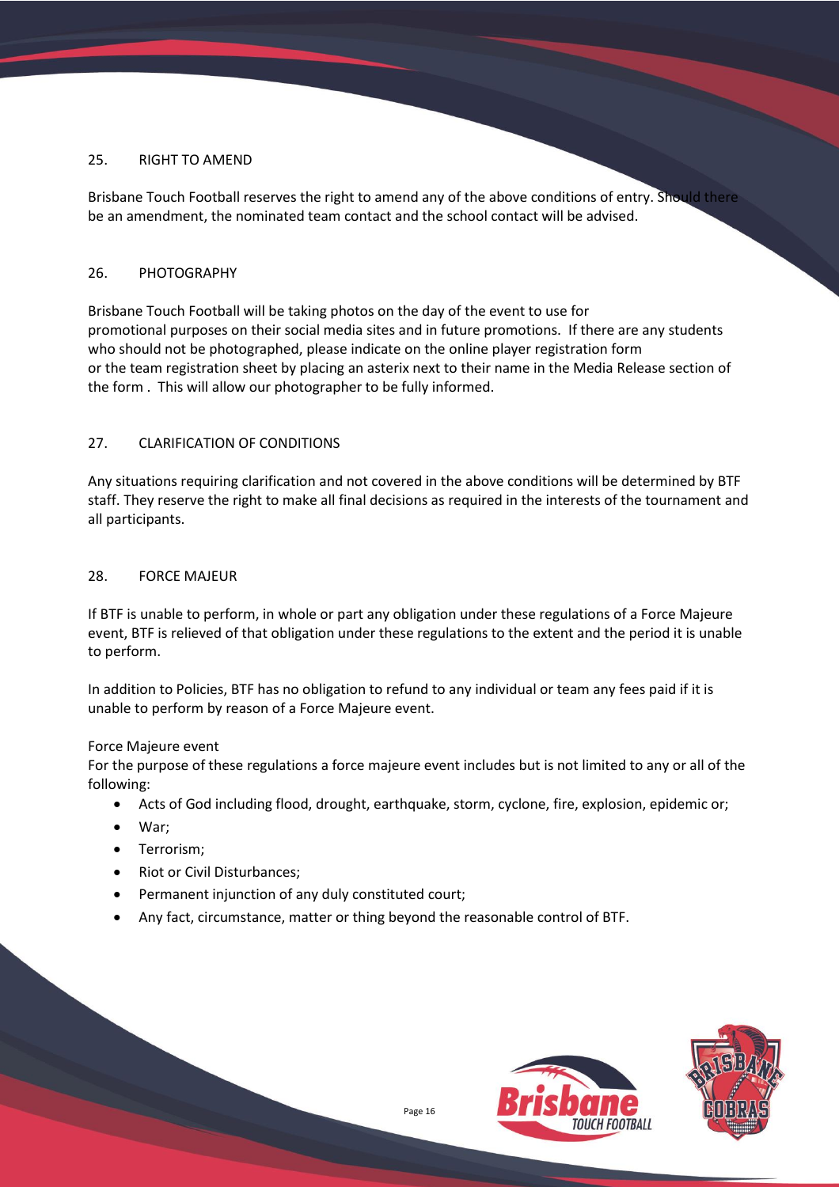## 25. RIGHT TO AMEND

Brisbane Touch Football reserves the right to amend any of the above conditions of entry. Should there be an amendment, the nominated team contact and the school contact will be advised.

## 26. PHOTOGRAPHY

Brisbane Touch Football will be taking photos on the day of the event to use for promotional purposes on their social media sites and in future promotions. If there are any students who should not be photographed, please indicate on the online player registration form or the team registration sheet by placing an asterix next to their name in the Media Release section of the form . This will allow our photographer to be fully informed.

## 27. CLARIFICATION OF CONDITIONS

Any situations requiring clarification and not covered in the above conditions will be determined by BTF staff. They reserve the right to make all final decisions as required in the interests of the tournament and all participants.

## 28. FORCE MAJEUR

If BTF is unable to perform, in whole or part any obligation under these regulations of a Force Majeure event, BTF is relieved of that obligation under these regulations to the extent and the period it is unable to perform.

In addition to Policies, BTF has no obligation to refund to any individual or team any fees paid if it is unable to perform by reason of a Force Majeure event.

Force Majeure event

For the purpose of these regulations a force majeure event includes but is not limited to any or all of the following:

- Acts of God including flood, drought, earthquake, storm, cyclone, fire, explosion, epidemic or;
- War;
- Terrorism;
- Riot or Civil Disturbances;
- Permanent injunction of any duly constituted court;
- Any fact, circumstance, matter or thing beyond the reasonable control of BTF.